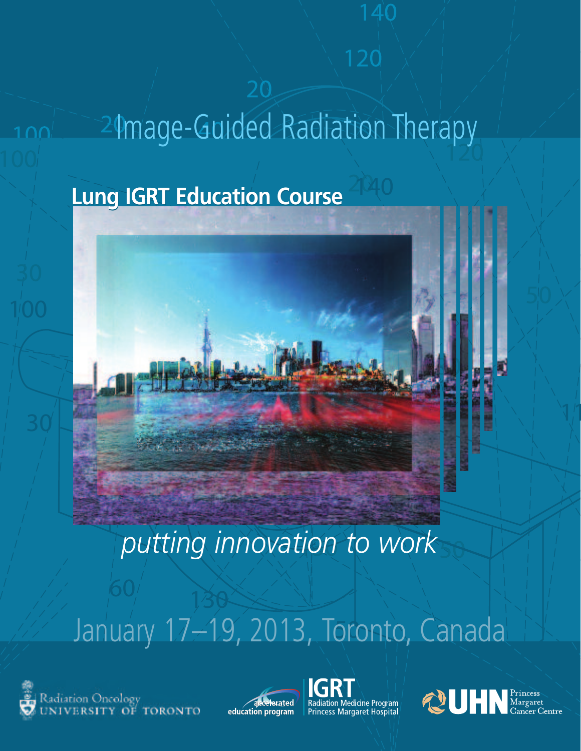# Image-Guided Radiation Therapy

## Lung IGRT Education Course

*putting innovation to work*

January 17–19, 2013, Toronto, Canada

Radiation Oncology UNIVERSITY OF TORONTO

accelerated education program

IGRT Radiation Medicine Program Princess Margaret Hospital

UHN Princess Margaret Cancer Centre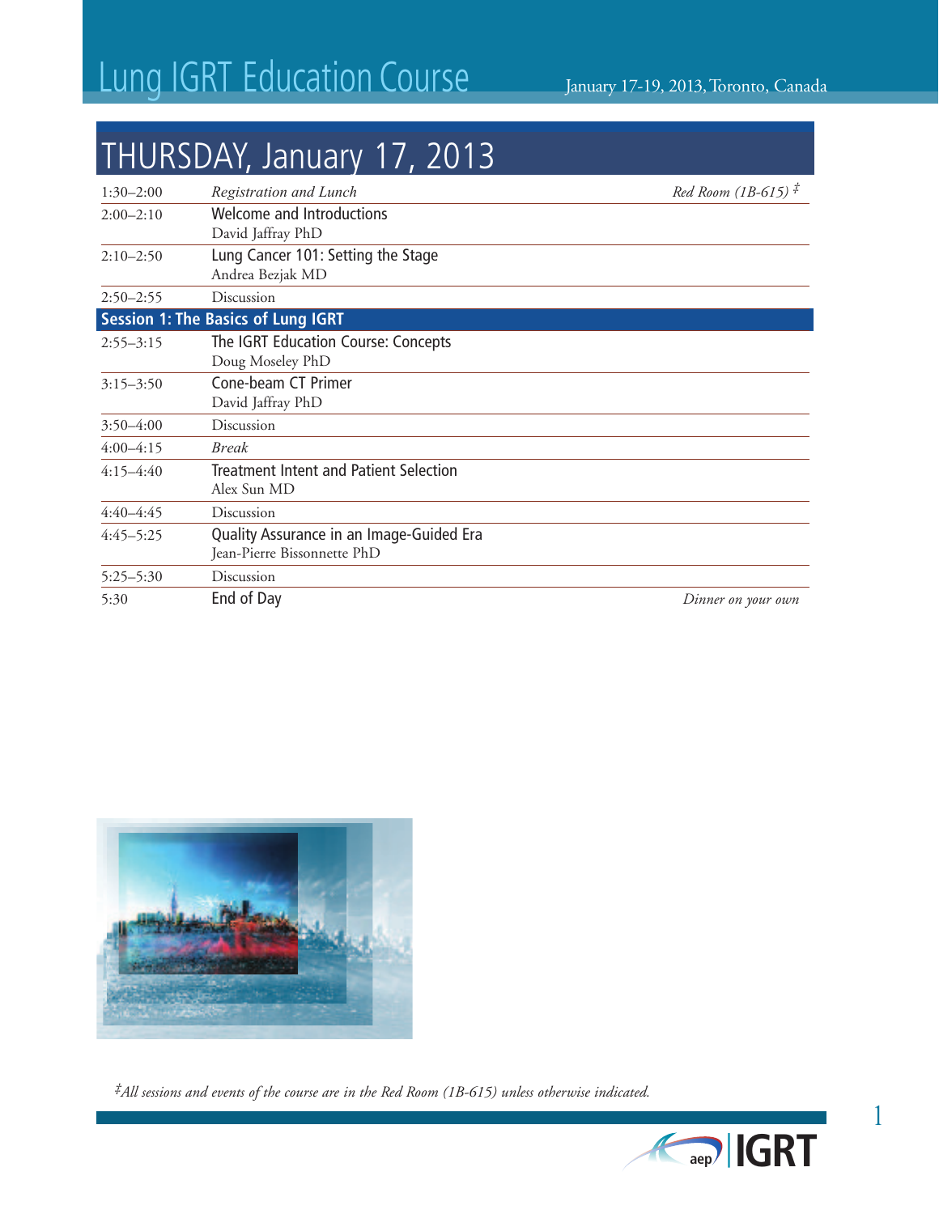# Lung IGRT Education Course

January 17-19, 2013, Toronto, Canada

## THURSDAY, January 17, 2013

| Time | Event | Location |
|---|---|---|
| 1:30–2:00 | *Registration and Lunch* | *Red Room (1B-615)* ‡ |
| 2:00–2:10 | Welcome and Introductions<br>David Jaffray PhD | |
| 2:10–2:50 | Lung Cancer 101: Setting the Stage<br>Andrea Bezjak MD | |
| 2:50–2:55 | Discussion | |
| **Session 1: The Basics of Lung IGRT** | | |
| 2:55–3:15 | The IGRT Education Course: Concepts<br>Doug Moseley PhD | |
| 3:15–3:50 | Cone-beam CT Primer<br>David Jaffray PhD | |
| 3:50–4:00 | Discussion | |
| 4:00–4:15 | *Break* | |
| 4:15–4:40 | Treatment Intent and Patient Selection<br>Alex Sun MD | |
| 4:40–4:45 | Discussion | |
| 4:45–5:25 | Quality Assurance in an Image-Guided Era<br>Jean-Pierre Bissonnette PhD | |
| 5:25–5:30 | Discussion | |
| 5:30 | End of Day | *Dinner on your own* |

*‡All sessions and events of the course are in the Red Room (1B-615) unless otherwise indicated.*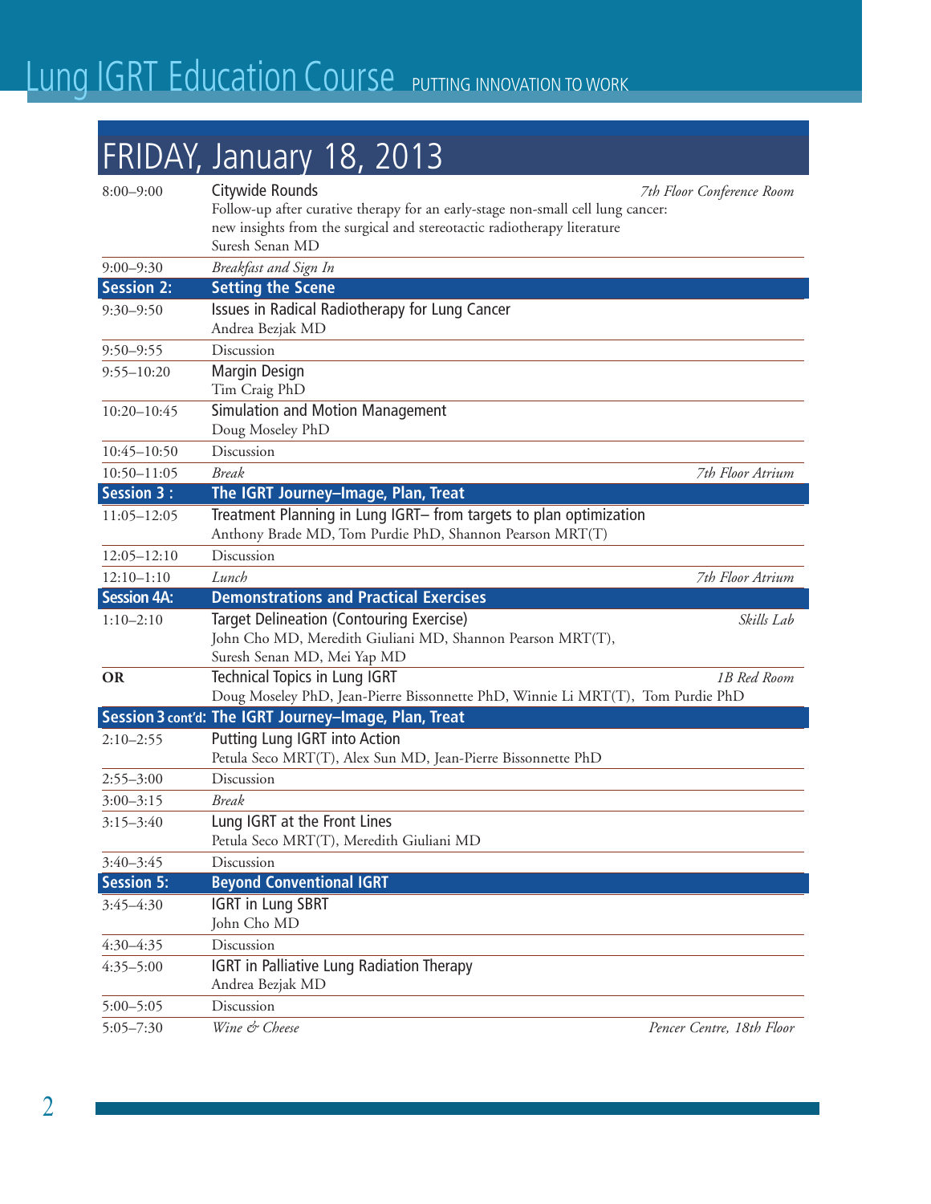# FRIDAY, January 18, 2013

| Time | Event | Location |
|---|---|---|
| 8:00–9:00 | Citywide Rounds<br>Follow-up after curative therapy for an early-stage non-small cell lung cancer: new insights from the surgical and stereotactic radiotherapy literature<br>Suresh Senan MD | *7th Floor Conference Room* |
| 9:00–9:30 | *Breakfast and Sign In* | |
| **Session 2:** | **Setting the Scene** | |
| 9:30–9:50 | Issues in Radical Radiotherapy for Lung Cancer<br>Andrea Bezjak MD | |
| 9:50–9:55 | Discussion | |
| 9:55–10:20 | Margin Design<br>Tim Craig PhD | |
| 10:20–10:45 | Simulation and Motion Management<br>Doug Moseley PhD | |
| 10:45–10:50 | Discussion | |
| 10:50–11:05 | *Break* | *7th Floor Atrium* |
| **Session 3 :** | **The IGRT Journey–Image, Plan, Treat** | |
| 11:05–12:05 | Treatment Planning in Lung IGRT– from targets to plan optimization<br>Anthony Brade MD, Tom Purdie PhD, Shannon Pearson MRT(T) | |
| 12:05–12:10 | Discussion | |
| 12:10–1:10 | *Lunch* | *7th Floor Atrium* |
| **Session 4A:** | **Demonstrations and Practical Exercises** | |
| 1:10–2:10 | Target Delineation (Contouring Exercise)<br>John Cho MD, Meredith Giuliani MD, Shannon Pearson MRT(T), Suresh Senan MD, Mei Yap MD | *Skills Lab* |
| **OR** | Technical Topics in Lung IGRT<br>Doug Moseley PhD, Jean-Pierre Bissonnette PhD, Winnie Li MRT(T), Tom Purdie PhD | *1B Red Room* |
| **Session 3 cont'd:** | **The IGRT Journey–Image, Plan, Treat** | |
| 2:10–2:55 | Putting Lung IGRT into Action<br>Petula Seco MRT(T), Alex Sun MD, Jean-Pierre Bissonnette PhD | |
| 2:55–3:00 | Discussion | |
| 3:00–3:15 | *Break* | |
| 3:15–3:40 | Lung IGRT at the Front Lines<br>Petula Seco MRT(T), Meredith Giuliani MD | |
| 3:40–3:45 | Discussion | |
| **Session 5:** | **Beyond Conventional IGRT** | |
| 3:45–4:30 | IGRT in Lung SBRT<br>John Cho MD | |
| 4:30–4:35 | Discussion | |
| 4:35–5:00 | IGRT in Palliative Lung Radiation Therapy<br>Andrea Bezjak MD | |
| 5:00–5:05 | Discussion | |
| 5:05–7:30 | *Wine & Cheese* | *Pencer Centre, 18th Floor* |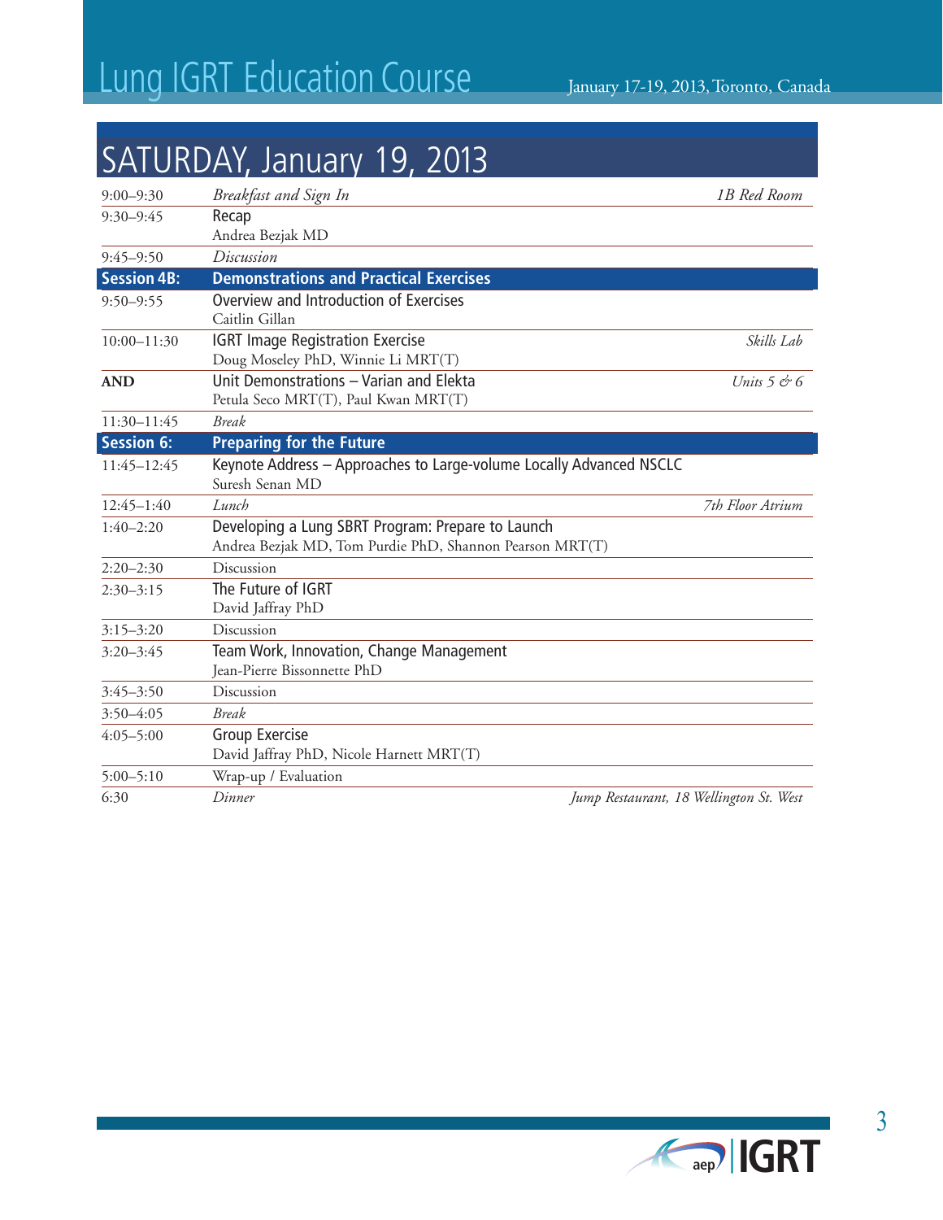# Lung IGRT Education Course

January 17-19, 2013, Toronto, Canada

## SATURDAY, January 19, 2013

| | | |
|---|---|---|
| 9:00–9:30 | *Breakfast and Sign In* | *1B Red Room* |
| 9:30–9:45 | Recap<br>Andrea Bezjak MD | |
| 9:45–9:50 | *Discussion* | |
| **Session 4B:** | **Demonstrations and Practical Exercises** | |
| 9:50–9:55 | Overview and Introduction of Exercises<br>Caitlin Gillan | |
| 10:00–11:30 | IGRT Image Registration Exercise<br>Doug Moseley PhD, Winnie Li MRT(T) | *Skills Lab* |
| **AND** | Unit Demonstrations – Varian and Elekta<br>Petula Seco MRT(T), Paul Kwan MRT(T) | *Units 5 & 6* |
| 11:30–11:45 | *Break* | |
| **Session 6:** | **Preparing for the Future** | |
| 11:45–12:45 | Keynote Address – Approaches to Large-volume Locally Advanced NSCLC<br>Suresh Senan MD | |
| 12:45–1:40 | *Lunch* | *7th Floor Atrium* |
| 1:40–2:20 | Developing a Lung SBRT Program: Prepare to Launch<br>Andrea Bezjak MD, Tom Purdie PhD, Shannon Pearson MRT(T) | |
| 2:20–2:30 | Discussion | |
| 2:30–3:15 | The Future of IGRT<br>David Jaffray PhD | |
| 3:15–3:20 | Discussion | |
| 3:20–3:45 | Team Work, Innovation, Change Management<br>Jean-Pierre Bissonnette PhD | |
| 3:45–3:50 | Discussion | |
| 3:50–4:05 | *Break* | |
| 4:05–5:00 | Group Exercise<br>David Jaffray PhD, Nicole Harnett MRT(T) | |
| 5:00–5:10 | Wrap-up / Evaluation | |
| 6:30 | *Dinner* | *Jump Restaurant, 18 Wellington St. West* |

aep IGRT